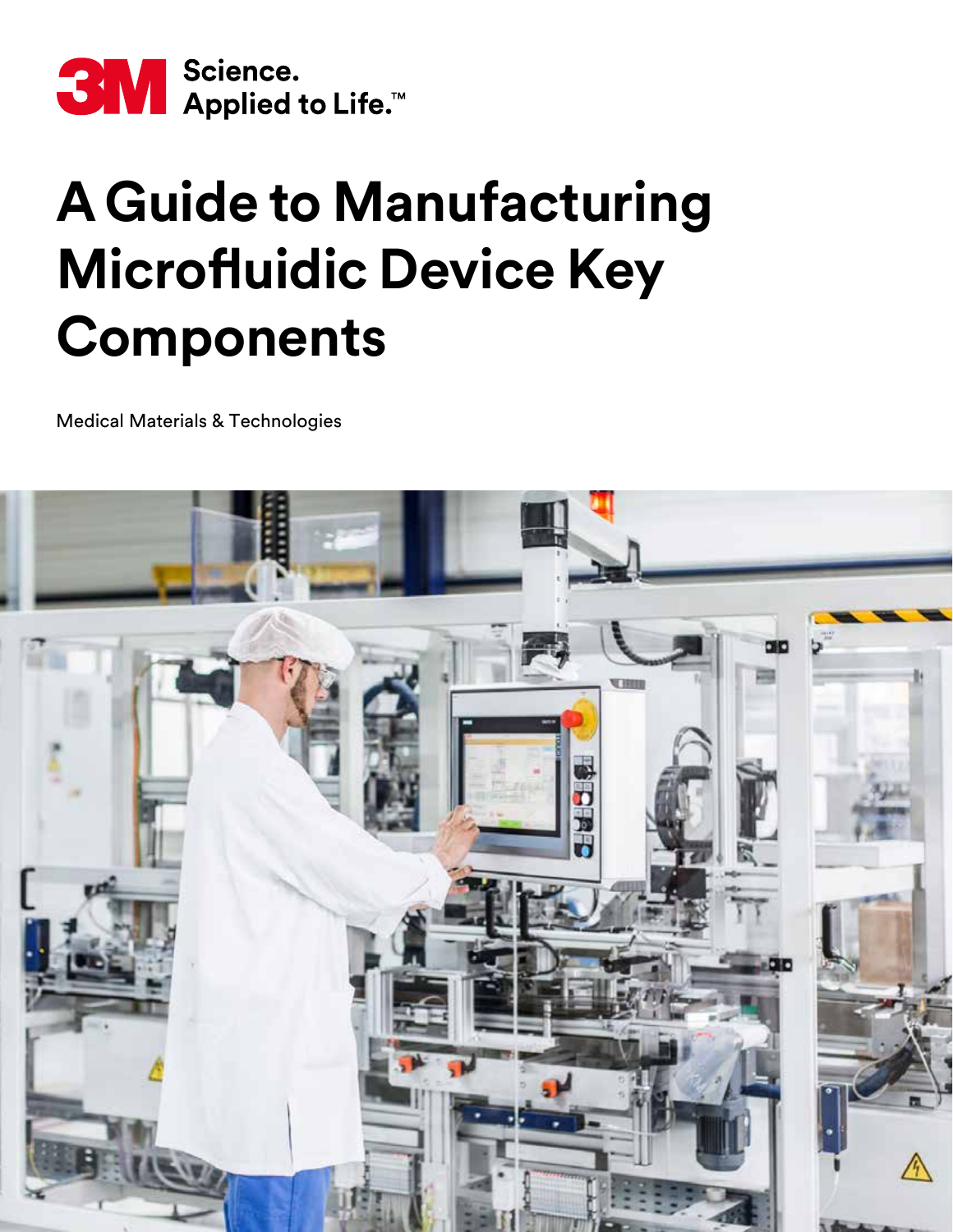3M Science. Applied to Life.™

# A Guide to Manufacturing Microfluidic Device Key Components

Medical Materials & Technologies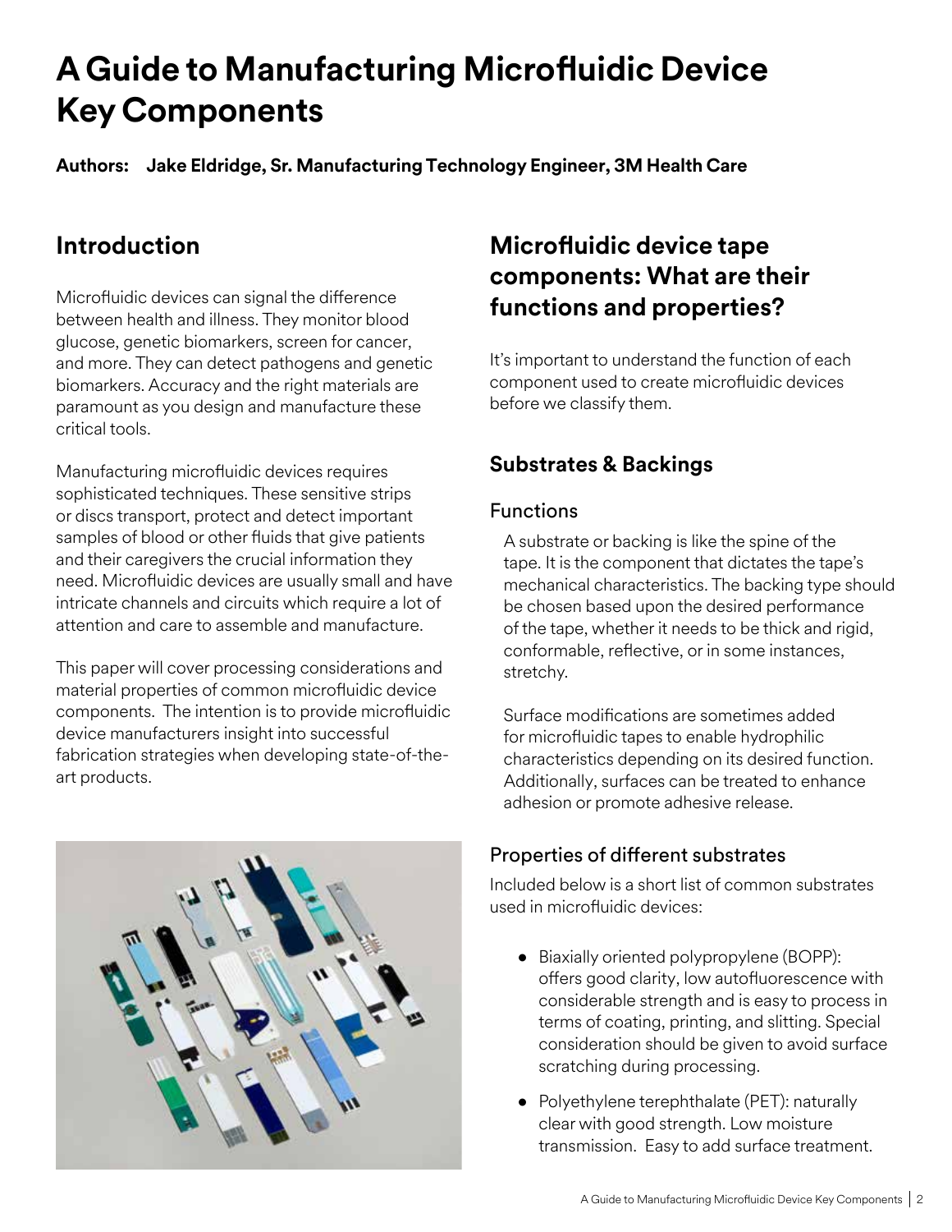# A Guide to Manufacturing Microfluidic Device Key Components

**Authors: Jake Eldridge, Sr. Manufacturing Technology Engineer, 3M Health Care**

## Introduction

Microfluidic devices can signal the difference between health and illness. They monitor blood glucose, genetic biomarkers, screen for cancer, and more. They can detect pathogens and genetic biomarkers. Accuracy and the right materials are paramount as you design and manufacture these critical tools.

Manufacturing microfluidic devices requires sophisticated techniques. These sensitive strips or discs transport, protect and detect important samples of blood or other fluids that give patients and their caregivers the crucial information they need. Microfluidic devices are usually small and have intricate channels and circuits which require a lot of attention and care to assemble and manufacture.

This paper will cover processing considerations and material properties of common microfluidic device components. The intention is to provide microfluidic device manufacturers insight into successful fabrication strategies when developing state-of-the-art products.

## Microfluidic device tape components: What are their functions and properties?

It's important to understand the function of each component used to create microfluidic devices before we classify them.

### Substrates & Backings

#### Functions

A substrate or backing is like the spine of the tape. It is the component that dictates the tape's mechanical characteristics. The backing type should be chosen based upon the desired performance of the tape, whether it needs to be thick and rigid, conformable, reflective, or in some instances, stretchy.

Surface modifications are sometimes added for microfluidic tapes to enable hydrophilic characteristics depending on its desired function. Additionally, surfaces can be treated to enhance adhesion or promote adhesive release.

#### Properties of different substrates

Included below is a short list of common substrates used in microfluidic devices:

- Biaxially oriented polypropylene (BOPP): offers good clarity, low autofluorescence with considerable strength and is easy to process in terms of coating, printing, and slitting. Special consideration should be given to avoid surface scratching during processing.
- Polyethylene terephthalate (PET): naturally clear with good strength. Low moisture transmission. Easy to add surface treatment.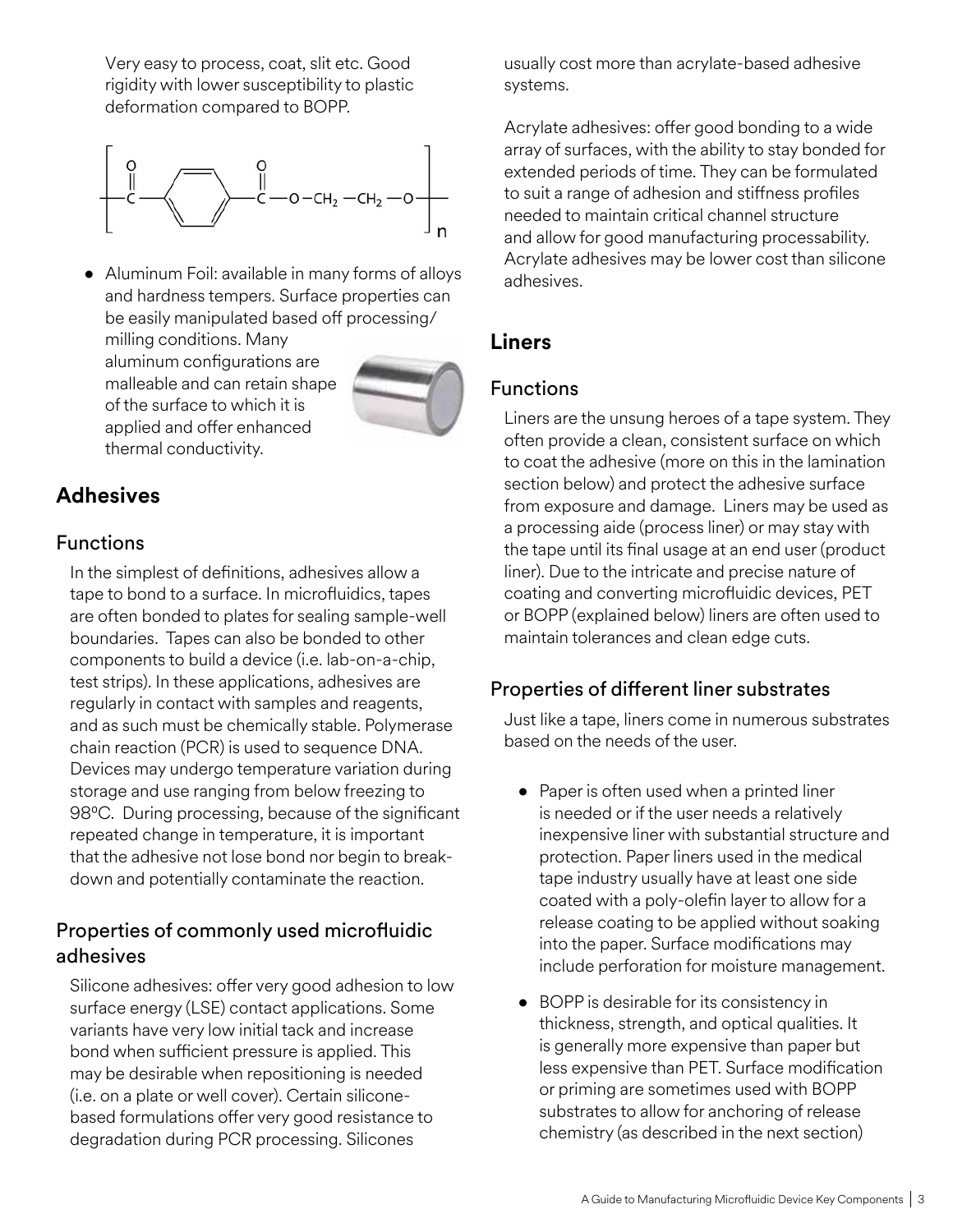Very easy to process, coat, slit etc. Good rigidity with lower susceptibility to plastic deformation compared to BOPP.

- Aluminum Foil: available in many forms of alloys and hardness tempers. Surface properties can be easily manipulated based off processing/milling conditions. Many aluminum configurations are malleable and can retain shape of the surface to which it is applied and offer enhanced thermal conductivity.

## Adhesives

### Functions

In the simplest of definitions, adhesives allow a tape to bond to a surface. In microfluidics, tapes are often bonded to plates for sealing sample-well boundaries. Tapes can also be bonded to other components to build a device (i.e. lab-on-a-chip, test strips). In these applications, adhesives are regularly in contact with samples and reagents, and as such must be chemically stable. Polymerase chain reaction (PCR) is used to sequence DNA. Devices may undergo temperature variation during storage and use ranging from below freezing to 98ºC. During processing, because of the significant repeated change in temperature, it is important that the adhesive not lose bond nor begin to break-down and potentially contaminate the reaction.

### Properties of commonly used microfluidic adhesives

Silicone adhesives: offer very good adhesion to low surface energy (LSE) contact applications. Some variants have very low initial tack and increase bond when sufficient pressure is applied. This may be desirable when repositioning is needed (i.e. on a plate or well cover). Certain silicone-based formulations offer very good resistance to degradation during PCR processing. Silicones usually cost more than acrylate-based adhesive systems.

Acrylate adhesives: offer good bonding to a wide array of surfaces, with the ability to stay bonded for extended periods of time. They can be formulated to suit a range of adhesion and stiffness profiles needed to maintain critical channel structure and allow for good manufacturing processability. Acrylate adhesives may be lower cost than silicone adhesives.

## Liners

### Functions

Liners are the unsung heroes of a tape system. They often provide a clean, consistent surface on which to coat the adhesive (more on this in the lamination section below) and protect the adhesive surface from exposure and damage. Liners may be used as a processing aide (process liner) or may stay with the tape until its final usage at an end user (product liner). Due to the intricate and precise nature of coating and converting microfluidic devices, PET or BOPP (explained below) liners are often used to maintain tolerances and clean edge cuts.

### Properties of different liner substrates

Just like a tape, liners come in numerous substrates based on the needs of the user.

- Paper is often used when a printed liner is needed or if the user needs a relatively inexpensive liner with substantial structure and protection. Paper liners used in the medical tape industry usually have at least one side coated with a poly-olefin layer to allow for a release coating to be applied without soaking into the paper. Surface modifications may include perforation for moisture management.

- BOPP is desirable for its consistency in thickness, strength, and optical qualities. It is generally more expensive than paper but less expensive than PET. Surface modification or priming are sometimes used with BOPP substrates to allow for anchoring of release chemistry (as described in the next section)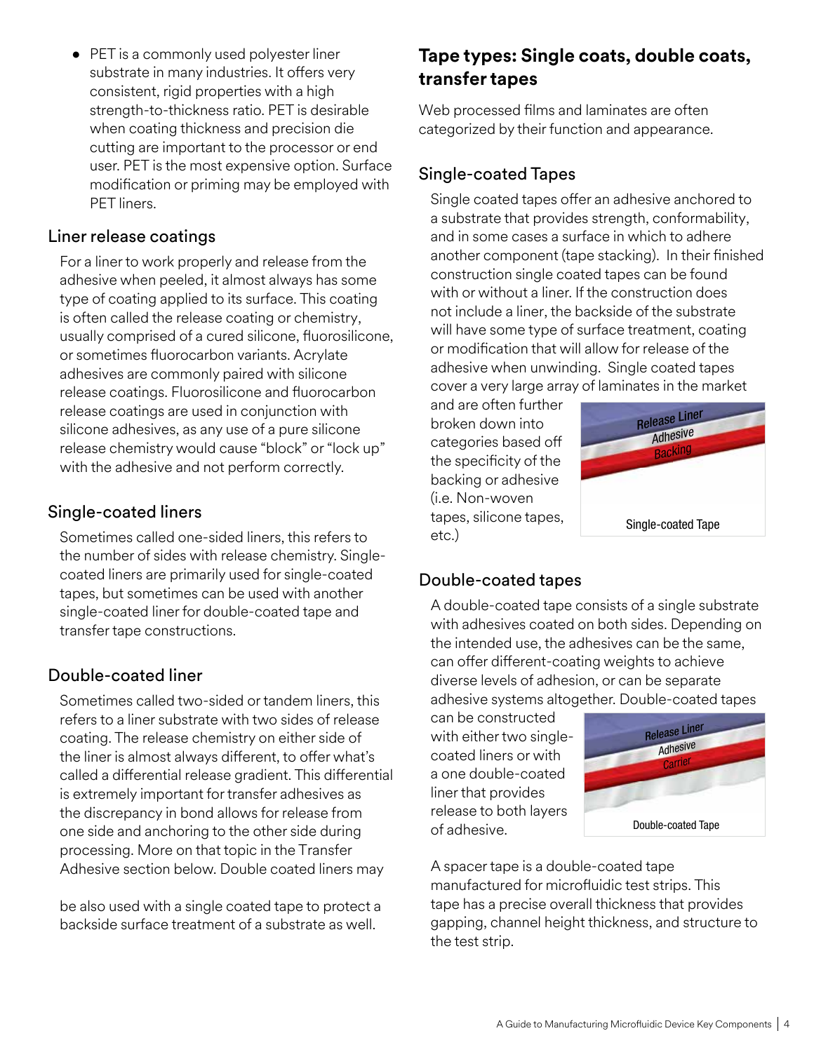- PET is a commonly used polyester liner substrate in many industries. It offers very consistent, rigid properties with a high strength-to-thickness ratio. PET is desirable when coating thickness and precision die cutting are important to the processor or end user. PET is the most expensive option. Surface modification or priming may be employed with PET liners.

### Liner release coatings

For a liner to work properly and release from the adhesive when peeled, it almost always has some type of coating applied to its surface. This coating is often called the release coating or chemistry, usually comprised of a cured silicone, fluorosilicone, or sometimes fluorocarbon variants. Acrylate adhesives are commonly paired with silicone release coatings. Fluorosilicone and fluorocarbon release coatings are used in conjunction with silicone adhesives, as any use of a pure silicone release chemistry would cause "block" or "lock up" with the adhesive and not perform correctly.

### Single-coated liners

Sometimes called one-sided liners, this refers to the number of sides with release chemistry. Single-coated liners are primarily used for single-coated tapes, but sometimes can be used with another single-coated liner for double-coated tape and transfer tape constructions.

### Double-coated liner

Sometimes called two-sided or tandem liners, this refers to a liner substrate with two sides of release coating. The release chemistry on either side of the liner is almost always different, to offer what's called a differential release gradient. This differential is extremely important for transfer adhesives as the discrepancy in bond allows for release from one side and anchoring to the other side during processing. More on that topic in the Transfer Adhesive section below. Double coated liners may be also used with a single coated tape to protect a backside surface treatment of a substrate as well.

## Tape types: Single coats, double coats, transfer tapes

Web processed films and laminates are often categorized by their function and appearance.

### Single-coated Tapes

Single coated tapes offer an adhesive anchored to a substrate that provides strength, conformability, and in some cases a surface in which to adhere another component (tape stacking). In their finished construction single coated tapes can be found with or without a liner. If the construction does not include a liner, the backside of the substrate will have some type of surface treatment, coating or modification that will allow for release of the adhesive when unwinding. Single coated tapes cover a very large array of laminates in the market and are often further broken down into categories based off the specificity of the backing or adhesive (i.e. Non-woven tapes, silicone tapes, etc.)

Release Liner
Adhesive
Backing

Single-coated Tape

### Double-coated tapes

A double-coated tape consists of a single substrate with adhesives coated on both sides. Depending on the intended use, the adhesives can be the same, can offer different-coating weights to achieve diverse levels of adhesion, or can be separate adhesive systems altogether. Double-coated tapes can be constructed with either two single-coated liners or with a one double-coated liner that provides release to both layers of adhesive.

Release Liner
Adhesive
Carrier

Double-coated Tape

A spacer tape is a double-coated tape manufactured for microfluidic test strips. This tape has a precise overall thickness that provides gapping, channel height thickness, and structure to the test strip.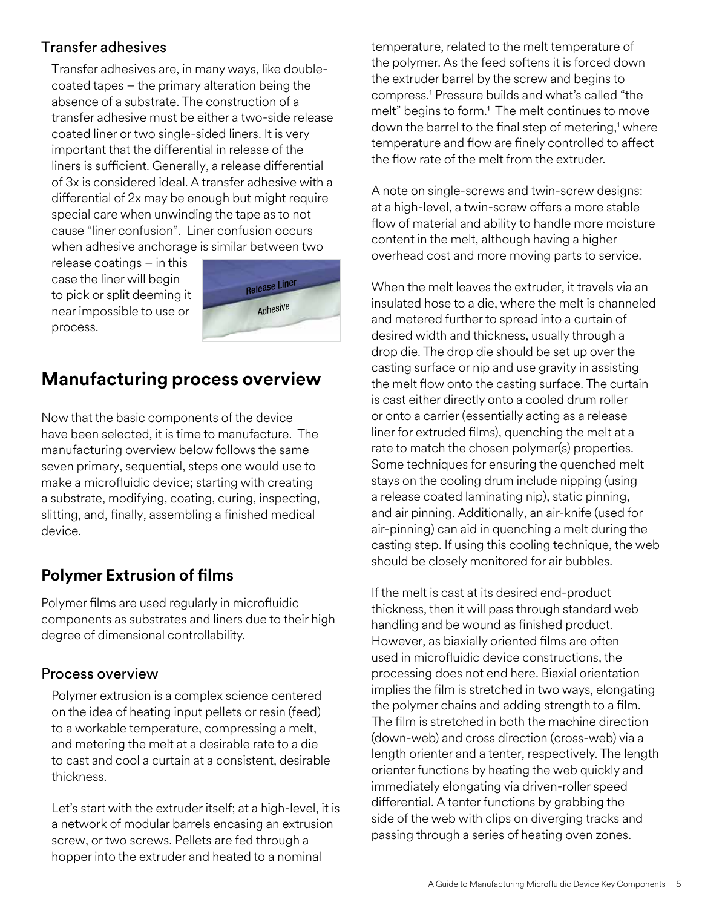### Transfer adhesives

Transfer adhesives are, in many ways, like double-coated tapes – the primary alteration being the absence of a substrate. The construction of a transfer adhesive must be either a two-side release coated liner or two single-sided liners. It is very important that the differential in release of the liners is sufficient. Generally, a release differential of 3x is considered ideal. A transfer adhesive with a differential of 2x may be enough but might require special care when unwinding the tape as to not cause "liner confusion". Liner confusion occurs when adhesive anchorage is similar between two release coatings – in this case the liner will begin to pick or split deeming it near impossible to use or process.

Release Liner

Adhesive

## Manufacturing process overview

Now that the basic components of the device have been selected, it is time to manufacture. The manufacturing overview below follows the same seven primary, sequential, steps one would use to make a microfluidic device; starting with creating a substrate, modifying, coating, curing, inspecting, slitting, and, finally, assembling a finished medical device.

### Polymer Extrusion of films

Polymer films are used regularly in microfluidic components as substrates and liners due to their high degree of dimensional controllability.

#### Process overview

Polymer extrusion is a complex science centered on the idea of heating input pellets or resin (feed) to a workable temperature, compressing a melt, and metering the melt at a desirable rate to a die to cast and cool a curtain at a consistent, desirable thickness.

Let's start with the extruder itself; at a high-level, it is a network of modular barrels encasing an extrusion screw, or two screws. Pellets are fed through a hopper into the extruder and heated to a nominal temperature, related to the melt temperature of the polymer. As the feed softens it is forced down the extruder barrel by the screw and begins to compress.[1] Pressure builds and what's called "the melt" begins to form.[1] The melt continues to move down the barrel to the final step of metering,[1] where temperature and flow are finely controlled to affect the flow rate of the melt from the extruder.

A note on single-screws and twin-screw designs: at a high-level, a twin-screw offers a more stable flow of material and ability to handle more moisture content in the melt, although having a higher overhead cost and more moving parts to service.

When the melt leaves the extruder, it travels via an insulated hose to a die, where the melt is channeled and metered further to spread into a curtain of desired width and thickness, usually through a drop die. The drop die should be set up over the casting surface or nip and use gravity in assisting the melt flow onto the casting surface. The curtain is cast either directly onto a cooled drum roller or onto a carrier (essentially acting as a release liner for extruded films), quenching the melt at a rate to match the chosen polymer(s) properties. Some techniques for ensuring the quenched melt stays on the cooling drum include nipping (using a release coated laminating nip), static pinning, and air pinning. Additionally, an air-knife (used for air-pinning) can aid in quenching a melt during the casting step. If using this cooling technique, the web should be closely monitored for air bubbles.

If the melt is cast at its desired end-product thickness, then it will pass through standard web handling and be wound as finished product. However, as biaxially oriented films are often used in microfluidic device constructions, the processing does not end here. Biaxial orientation implies the film is stretched in two ways, elongating the polymer chains and adding strength to a film. The film is stretched in both the machine direction (down-web) and cross direction (cross-web) via a length orienter and a tenter, respectively. The length orienter functions by heating the web quickly and immediately elongating via driven-roller speed differential. A tenter functions by grabbing the side of the web with clips on diverging tracks and passing through a series of heating oven zones.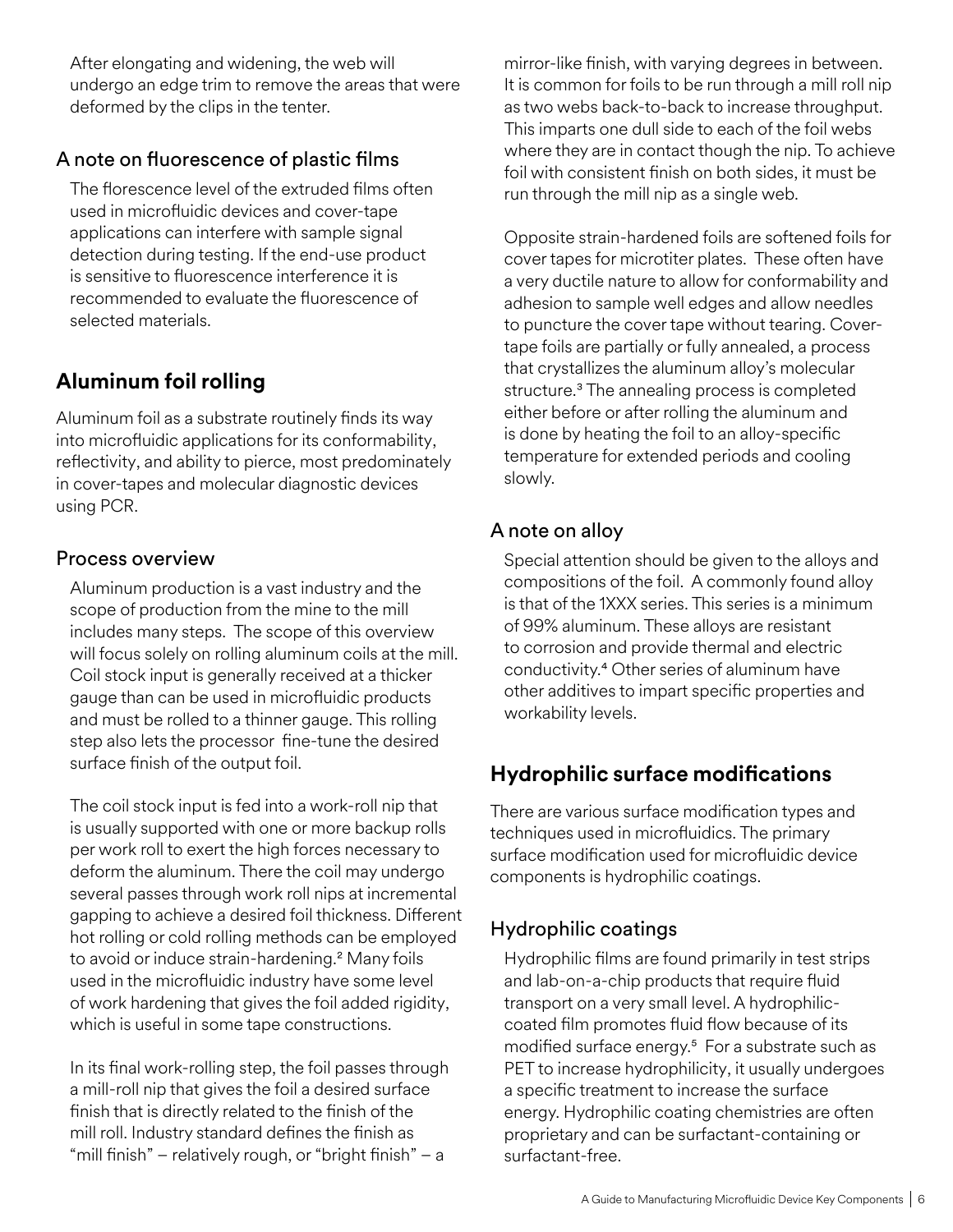After elongating and widening, the web will undergo an edge trim to remove the areas that were deformed by the clips in the tenter.

### A note on fluorescence of plastic films

The florescence level of the extruded films often used in microfluidic devices and cover-tape applications can interfere with sample signal detection during testing. If the end-use product is sensitive to fluorescence interference it is recommended to evaluate the fluorescence of selected materials.

## Aluminum foil rolling

Aluminum foil as a substrate routinely finds its way into microfluidic applications for its conformability, reflectivity, and ability to pierce, most predominately in cover-tapes and molecular diagnostic devices using PCR.

### Process overview

Aluminum production is a vast industry and the scope of production from the mine to the mill includes many steps. The scope of this overview will focus solely on rolling aluminum coils at the mill. Coil stock input is generally received at a thicker gauge than can be used in microfluidic products and must be rolled to a thinner gauge. This rolling step also lets the processor fine-tune the desired surface finish of the output foil.

The coil stock input is fed into a work-roll nip that is usually supported with one or more backup rolls per work roll to exert the high forces necessary to deform the aluminum. There the coil may undergo several passes through work roll nips at incremental gapping to achieve a desired foil thickness. Different hot rolling or cold rolling methods can be employed to avoid or induce strain-hardening.[2] Many foils used in the microfluidic industry have some level of work hardening that gives the foil added rigidity, which is useful in some tape constructions.

In its final work-rolling step, the foil passes through a mill-roll nip that gives the foil a desired surface finish that is directly related to the finish of the mill roll. Industry standard defines the finish as "mill finish" – relatively rough, or "bright finish" – a mirror-like finish, with varying degrees in between. It is common for foils to be run through a mill roll nip as two webs back-to-back to increase throughput. This imparts one dull side to each of the foil webs where they are in contact though the nip. To achieve foil with consistent finish on both sides, it must be run through the mill nip as a single web.

Opposite strain-hardened foils are softened foils for cover tapes for microtiter plates. These often have a very ductile nature to allow for conformability and adhesion to sample well edges and allow needles to puncture the cover tape without tearing. Cover-tape foils are partially or fully annealed, a process that crystallizes the aluminum alloy's molecular structure.[3] The annealing process is completed either before or after rolling the aluminum and is done by heating the foil to an alloy-specific temperature for extended periods and cooling slowly.

### A note on alloy

Special attention should be given to the alloys and compositions of the foil. A commonly found alloy is that of the 1XXX series. This series is a minimum of 99% aluminum. These alloys are resistant to corrosion and provide thermal and electric conductivity.[4] Other series of aluminum have other additives to impart specific properties and workability levels.

## Hydrophilic surface modifications

There are various surface modification types and techniques used in microfluidics. The primary surface modification used for microfluidic device components is hydrophilic coatings.

### Hydrophilic coatings

Hydrophilic films are found primarily in test strips and lab-on-a-chip products that require fluid transport on a very small level. A hydrophilic-coated film promotes fluid flow because of its modified surface energy.[5] For a substrate such as PET to increase hydrophilicity, it usually undergoes a specific treatment to increase the surface energy. Hydrophilic coating chemistries are often proprietary and can be surfactant-containing or surfactant-free.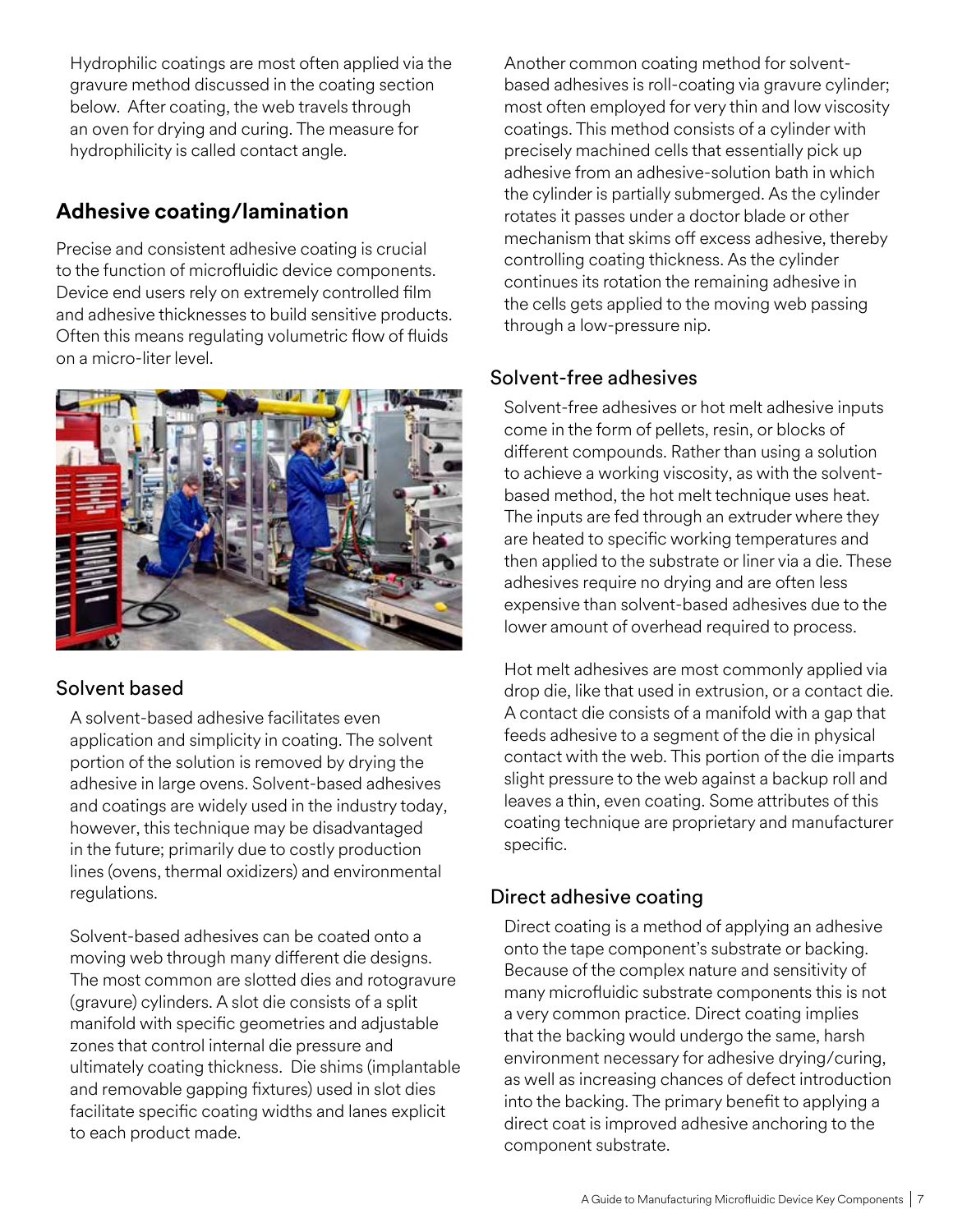Hydrophilic coatings are most often applied via the gravure method discussed in the coating section below. After coating, the web travels through an oven for drying and curing. The measure for hydrophilicity is called contact angle.

## Adhesive coating/lamination

Precise and consistent adhesive coating is crucial to the function of microfluidic device components. Device end users rely on extremely controlled film and adhesive thicknesses to build sensitive products. Often this means regulating volumetric flow of fluids on a micro-liter level.

### Solvent based

A solvent-based adhesive facilitates even application and simplicity in coating. The solvent portion of the solution is removed by drying the adhesive in large ovens. Solvent-based adhesives and coatings are widely used in the industry today, however, this technique may be disadvantaged in the future; primarily due to costly production lines (ovens, thermal oxidizers) and environmental regulations.

Solvent-based adhesives can be coated onto a moving web through many different die designs. The most common are slotted dies and rotogravure (gravure) cylinders. A slot die consists of a split manifold with specific geometries and adjustable zones that control internal die pressure and ultimately coating thickness. Die shims (implantable and removable gapping fixtures) used in slot dies facilitate specific coating widths and lanes explicit to each product made.

Another common coating method for solvent-based adhesives is roll-coating via gravure cylinder; most often employed for very thin and low viscosity coatings. This method consists of a cylinder with precisely machined cells that essentially pick up adhesive from an adhesive-solution bath in which the cylinder is partially submerged. As the cylinder rotates it passes under a doctor blade or other mechanism that skims off excess adhesive, thereby controlling coating thickness. As the cylinder continues its rotation the remaining adhesive in the cells gets applied to the moving web passing through a low-pressure nip.

### Solvent-free adhesives

Solvent-free adhesives or hot melt adhesive inputs come in the form of pellets, resin, or blocks of different compounds. Rather than using a solution to achieve a working viscosity, as with the solvent-based method, the hot melt technique uses heat. The inputs are fed through an extruder where they are heated to specific working temperatures and then applied to the substrate or liner via a die. These adhesives require no drying and are often less expensive than solvent-based adhesives due to the lower amount of overhead required to process.

Hot melt adhesives are most commonly applied via drop die, like that used in extrusion, or a contact die. A contact die consists of a manifold with a gap that feeds adhesive to a segment of the die in physical contact with the web. This portion of the die imparts slight pressure to the web against a backup roll and leaves a thin, even coating. Some attributes of this coating technique are proprietary and manufacturer specific.

### Direct adhesive coating

Direct coating is a method of applying an adhesive onto the tape component's substrate or backing. Because of the complex nature and sensitivity of many microfluidic substrate components this is not a very common practice. Direct coating implies that the backing would undergo the same, harsh environment necessary for adhesive drying/curing, as well as increasing chances of defect introduction into the backing. The primary benefit to applying a direct coat is improved adhesive anchoring to the component substrate.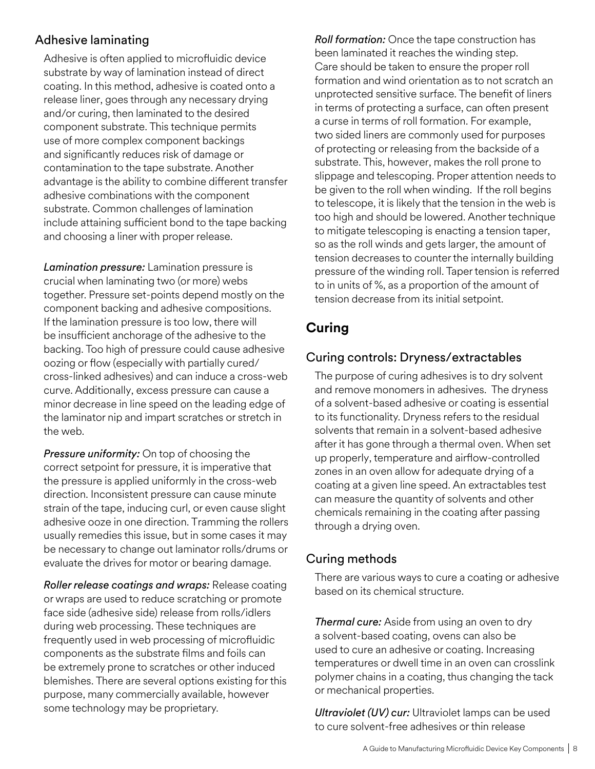### Adhesive laminating

Adhesive is often applied to microfluidic device substrate by way of lamination instead of direct coating. In this method, adhesive is coated onto a release liner, goes through any necessary drying and/or curing, then laminated to the desired component substrate. This technique permits use of more complex component backings and significantly reduces risk of damage or contamination to the tape substrate. Another advantage is the ability to combine different transfer adhesive combinations with the component substrate. Common challenges of lamination include attaining sufficient bond to the tape backing and choosing a liner with proper release.

*Lamination pressure:* Lamination pressure is crucial when laminating two (or more) webs together. Pressure set-points depend mostly on the component backing and adhesive compositions. If the lamination pressure is too low, there will be insufficient anchorage of the adhesive to the backing. Too high of pressure could cause adhesive oozing or flow (especially with partially cured/ cross-linked adhesives) and can induce a cross-web curve. Additionally, excess pressure can cause a minor decrease in line speed on the leading edge of the laminator nip and impart scratches or stretch in the web.

*Pressure uniformity:* On top of choosing the correct setpoint for pressure, it is imperative that the pressure is applied uniformly in the cross-web direction. Inconsistent pressure can cause minute strain of the tape, inducing curl, or even cause slight adhesive ooze in one direction. Tramming the rollers usually remedies this issue, but in some cases it may be necessary to change out laminator rolls/drums or evaluate the drives for motor or bearing damage.

*Roller release coatings and wraps:* Release coating or wraps are used to reduce scratching or promote face side (adhesive side) release from rolls/idlers during web processing. These techniques are frequently used in web processing of microfluidic components as the substrate films and foils can be extremely prone to scratches or other induced blemishes. There are several options existing for this purpose, many commercially available, however some technology may be proprietary.

*Roll formation:* Once the tape construction has been laminated it reaches the winding step. Care should be taken to ensure the proper roll formation and wind orientation as to not scratch an unprotected sensitive surface. The benefit of liners in terms of protecting a surface, can often present a curse in terms of roll formation. For example, two sided liners are commonly used for purposes of protecting or releasing from the backside of a substrate. This, however, makes the roll prone to slippage and telescoping. Proper attention needs to be given to the roll when winding. If the roll begins to telescope, it is likely that the tension in the web is too high and should be lowered. Another technique to mitigate telescoping is enacting a tension taper, so as the roll winds and gets larger, the amount of tension decreases to counter the internally building pressure of the winding roll. Taper tension is referred to in units of %, as a proportion of the amount of tension decrease from its initial setpoint.

## Curing

### Curing controls: Dryness/extractables

The purpose of curing adhesives is to dry solvent and remove monomers in adhesives. The dryness of a solvent-based adhesive or coating is essential to its functionality. Dryness refers to the residual solvents that remain in a solvent-based adhesive after it has gone through a thermal oven. When set up properly, temperature and airflow-controlled zones in an oven allow for adequate drying of a coating at a given line speed. An extractables test can measure the quantity of solvents and other chemicals remaining in the coating after passing through a drying oven.

### Curing methods

There are various ways to cure a coating or adhesive based on its chemical structure.

*Thermal cure:* Aside from using an oven to dry a solvent-based coating, ovens can also be used to cure an adhesive or coating. Increasing temperatures or dwell time in an oven can crosslink polymer chains in a coating, thus changing the tack or mechanical properties.

*Ultraviolet (UV) cur:* Ultraviolet lamps can be used to cure solvent-free adhesives or thin release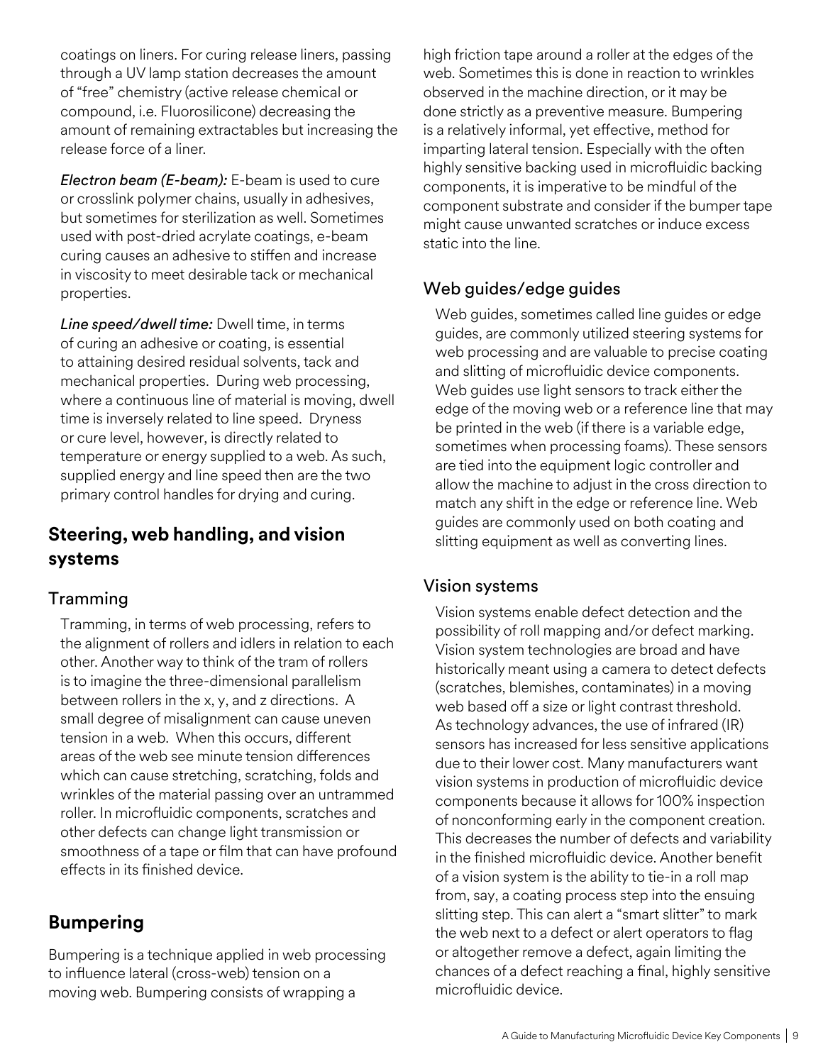coatings on liners. For curing release liners, passing through a UV lamp station decreases the amount of "free" chemistry (active release chemical or compound, i.e. Fluorosilicone) decreasing the amount of remaining extractables but increasing the release force of a liner.

*Electron beam (E-beam):* E-beam is used to cure or crosslink polymer chains, usually in adhesives, but sometimes for sterilization as well. Sometimes used with post-dried acrylate coatings, e-beam curing causes an adhesive to stiffen and increase in viscosity to meet desirable tack or mechanical properties.

*Line speed/dwell time:* Dwell time, in terms of curing an adhesive or coating, is essential to attaining desired residual solvents, tack and mechanical properties. During web processing, where a continuous line of material is moving, dwell time is inversely related to line speed. Dryness or cure level, however, is directly related to temperature or energy supplied to a web. As such, supplied energy and line speed then are the two primary control handles for drying and curing.

## Steering, web handling, and vision systems

### Tramming

Tramming, in terms of web processing, refers to the alignment of rollers and idlers in relation to each other. Another way to think of the tram of rollers is to imagine the three-dimensional parallelism between rollers in the x, y, and z directions. A small degree of misalignment can cause uneven tension in a web. When this occurs, different areas of the web see minute tension differences which can cause stretching, scratching, folds and wrinkles of the material passing over an untrammed roller. In microfluidic components, scratches and other defects can change light transmission or smoothness of a tape or film that can have profound effects in its finished device.

## Bumpering

Bumpering is a technique applied in web processing to influence lateral (cross-web) tension on a moving web. Bumpering consists of wrapping a high friction tape around a roller at the edges of the web. Sometimes this is done in reaction to wrinkles observed in the machine direction, or it may be done strictly as a preventive measure. Bumpering is a relatively informal, yet effective, method for imparting lateral tension. Especially with the often highly sensitive backing used in microfluidic backing components, it is imperative to be mindful of the component substrate and consider if the bumper tape might cause unwanted scratches or induce excess static into the line.

### Web guides/edge guides

Web guides, sometimes called line guides or edge guides, are commonly utilized steering systems for web processing and are valuable to precise coating and slitting of microfluidic device components. Web guides use light sensors to track either the edge of the moving web or a reference line that may be printed in the web (if there is a variable edge, sometimes when processing foams). These sensors are tied into the equipment logic controller and allow the machine to adjust in the cross direction to match any shift in the edge or reference line. Web guides are commonly used on both coating and slitting equipment as well as converting lines.

### Vision systems

Vision systems enable defect detection and the possibility of roll mapping and/or defect marking. Vision system technologies are broad and have historically meant using a camera to detect defects (scratches, blemishes, contaminates) in a moving web based off a size or light contrast threshold. As technology advances, the use of infrared (IR) sensors has increased for less sensitive applications due to their lower cost. Many manufacturers want vision systems in production of microfluidic device components because it allows for 100% inspection of nonconforming early in the component creation. This decreases the number of defects and variability in the finished microfluidic device. Another benefit of a vision system is the ability to tie-in a roll map from, say, a coating process step into the ensuing slitting step. This can alert a "smart slitter" to mark the web next to a defect or alert operators to flag or altogether remove a defect, again limiting the chances of a defect reaching a final, highly sensitive microfluidic device.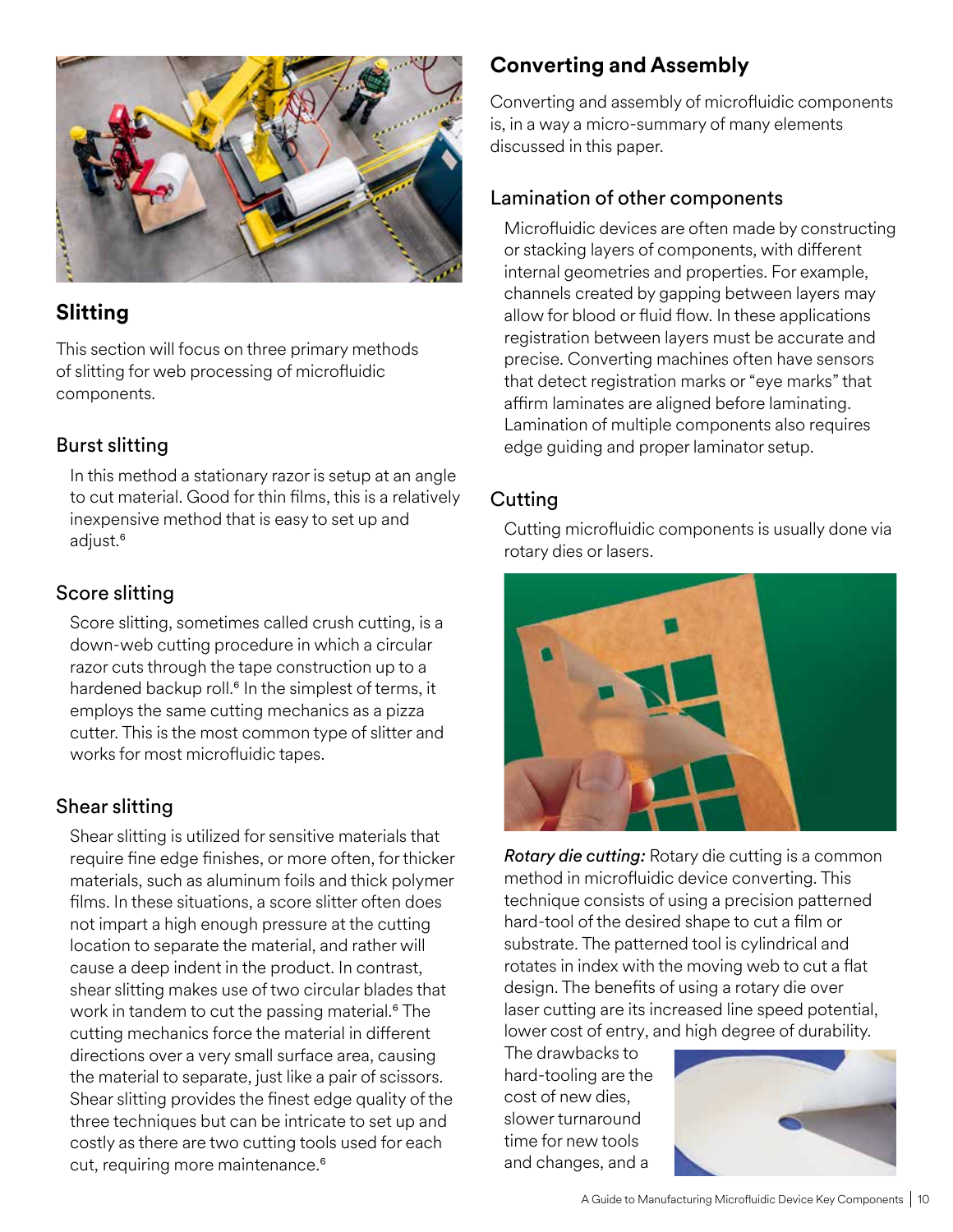## Slitting

This section will focus on three primary methods of slitting for web processing of microfluidic components.

### Burst slitting

In this method a stationary razor is setup at an angle to cut material. Good for thin films, this is a relatively inexpensive method that is easy to set up and adjust.[6]

### Score slitting

Score slitting, sometimes called crush cutting, is a down-web cutting procedure in which a circular razor cuts through the tape construction up to a hardened backup roll.[6] In the simplest of terms, it employs the same cutting mechanics as a pizza cutter. This is the most common type of slitter and works for most microfluidic tapes.

### Shear slitting

Shear slitting is utilized for sensitive materials that require fine edge finishes, or more often, for thicker materials, such as aluminum foils and thick polymer films. In these situations, a score slitter often does not impart a high enough pressure at the cutting location to separate the material, and rather will cause a deep indent in the product. In contrast, shear slitting makes use of two circular blades that work in tandem to cut the passing material.[6] The cutting mechanics force the material in different directions over a very small surface area, causing the material to separate, just like a pair of scissors. Shear slitting provides the finest edge quality of the three techniques but can be intricate to set up and costly as there are two cutting tools used for each cut, requiring more maintenance.[6]

## Converting and Assembly

Converting and assembly of microfluidic components is, in a way a micro-summary of many elements discussed in this paper.

### Lamination of other components

Microfluidic devices are often made by constructing or stacking layers of components, with different internal geometries and properties. For example, channels created by gapping between layers may allow for blood or fluid flow. In these applications registration between layers must be accurate and precise. Converting machines often have sensors that detect registration marks or "eye marks" that affirm laminates are aligned before laminating. Lamination of multiple components also requires edge guiding and proper laminator setup.

### Cutting

Cutting microfluidic components is usually done via rotary dies or lasers.

*Rotary die cutting:* Rotary die cutting is a common method in microfluidic device converting. This technique consists of using a precision patterned hard-tool of the desired shape to cut a film or substrate. The patterned tool is cylindrical and rotates in index with the moving web to cut a flat design. The benefits of using a rotary die over laser cutting are its increased line speed potential, lower cost of entry, and high degree of durability. The drawbacks to hard-tooling are the cost of new dies, slower turnaround time for new tools and changes, and a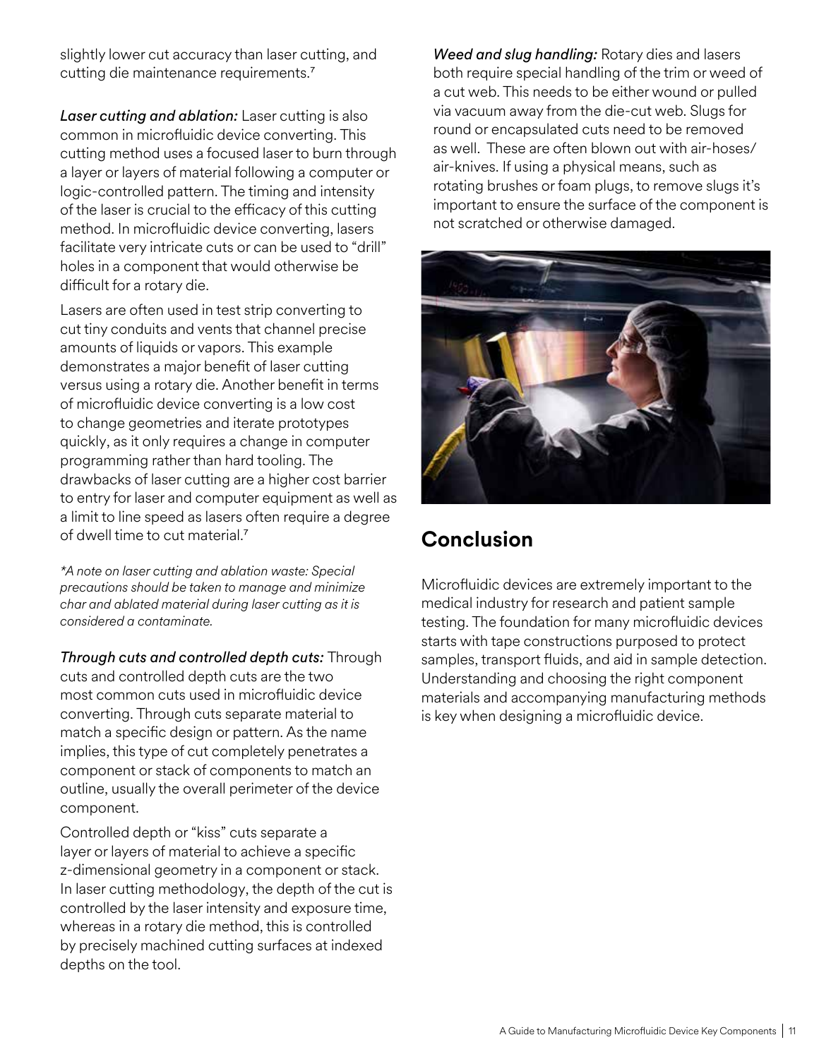slightly lower cut accuracy than laser cutting, and cutting die maintenance requirements.[7]

***Laser cutting and ablation:*** Laser cutting is also common in microfluidic device converting. This cutting method uses a focused laser to burn through a layer or layers of material following a computer or logic-controlled pattern. The timing and intensity of the laser is crucial to the efficacy of this cutting method. In microfluidic device converting, lasers facilitate very intricate cuts or can be used to "drill" holes in a component that would otherwise be difficult for a rotary die.

Lasers are often used in test strip converting to cut tiny conduits and vents that channel precise amounts of liquids or vapors. This example demonstrates a major benefit of laser cutting versus using a rotary die. Another benefit in terms of microfluidic device converting is a low cost to change geometries and iterate prototypes quickly, as it only requires a change in computer programming rather than hard tooling. The drawbacks of laser cutting are a higher cost barrier to entry for laser and computer equipment as well as a limit to line speed as lasers often require a degree of dwell time to cut material.[7]

*\*A note on laser cutting and ablation waste: Special precautions should be taken to manage and minimize char and ablated material during laser cutting as it is considered a contaminate.*

***Through cuts and controlled depth cuts:*** Through cuts and controlled depth cuts are the two most common cuts used in microfluidic device converting. Through cuts separate material to match a specific design or pattern. As the name implies, this type of cut completely penetrates a component or stack of components to match an outline, usually the overall perimeter of the device component.

Controlled depth or "kiss" cuts separate a layer or layers of material to achieve a specific z-dimensional geometry in a component or stack. In laser cutting methodology, the depth of the cut is controlled by the laser intensity and exposure time, whereas in a rotary die method, this is controlled by precisely machined cutting surfaces at indexed depths on the tool.

***Weed and slug handling:*** Rotary dies and lasers both require special handling of the trim or weed of a cut web. This needs to be either wound or pulled via vacuum away from the die-cut web. Slugs for round or encapsulated cuts need to be removed as well. These are often blown out with air-hoses/air-knives. If using a physical means, such as rotating brushes or foam plugs, to remove slugs it's important to ensure the surface of the component is not scratched or otherwise damaged.

## Conclusion

Microfluidic devices are extremely important to the medical industry for research and patient sample testing. The foundation for many microfluidic devices starts with tape constructions purposed to protect samples, transport fluids, and aid in sample detection. Understanding and choosing the right component materials and accompanying manufacturing methods is key when designing a microfluidic device.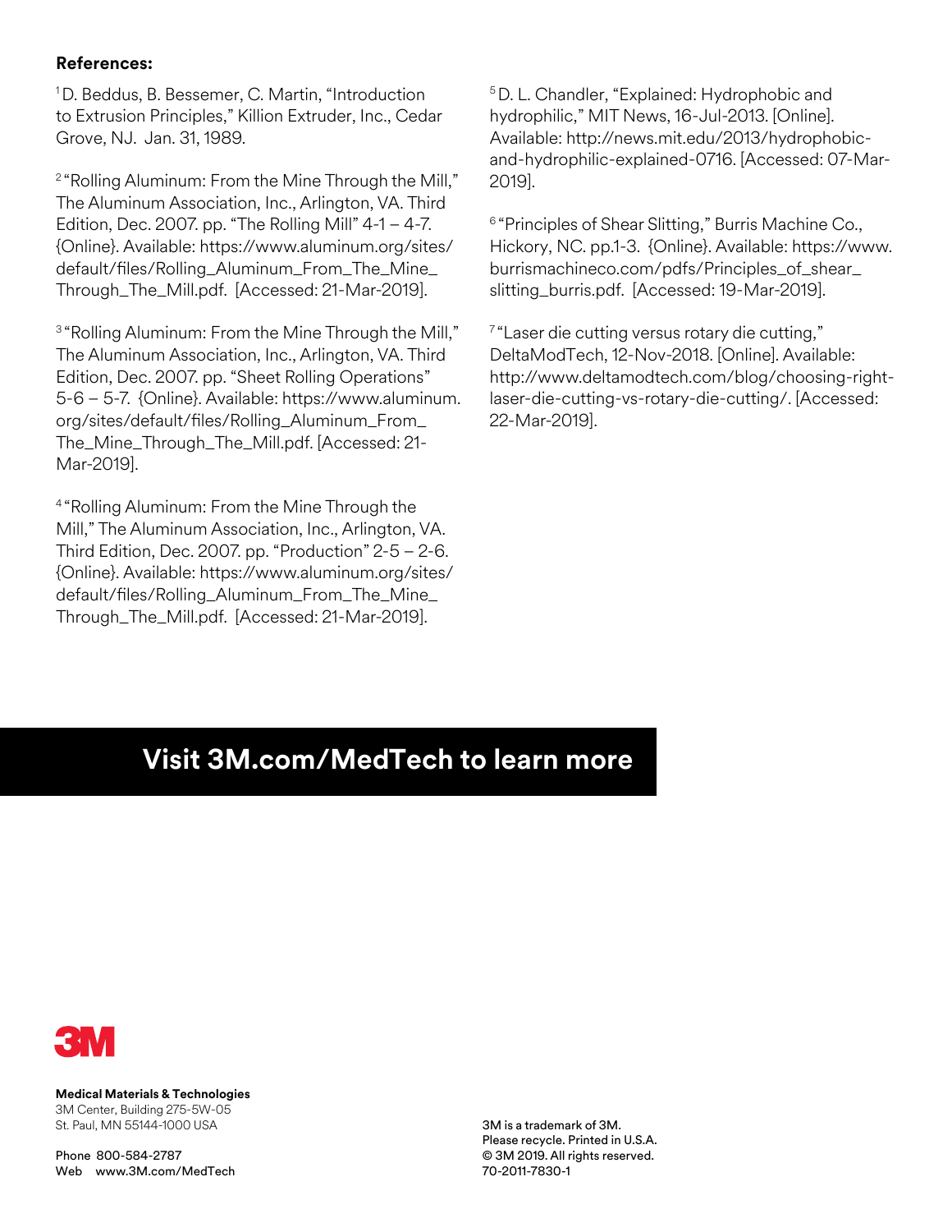**References:**

[1] D. Beddus, B. Bessemer, C. Martin, "Introduction to Extrusion Principles," Killion Extruder, Inc., Cedar Grove, NJ. Jan. 31, 1989.

[2] "Rolling Aluminum: From the Mine Through the Mill," The Aluminum Association, Inc., Arlington, VA. Third Edition, Dec. 2007. pp. "The Rolling Mill" 4-1 – 4-7. {Online}. Available: https://www.aluminum.org/sites/default/files/Rolling_Aluminum_From_The_Mine_Through_The_Mill.pdf. [Accessed: 21-Mar-2019].

[3] "Rolling Aluminum: From the Mine Through the Mill," The Aluminum Association, Inc., Arlington, VA. Third Edition, Dec. 2007. pp. "Sheet Rolling Operations" 5-6 – 5-7. {Online}. Available: https://www.aluminum.org/sites/default/files/Rolling_Aluminum_From_The_Mine_Through_The_Mill.pdf. [Accessed: 21-Mar-2019].

[4] "Rolling Aluminum: From the Mine Through the Mill," The Aluminum Association, Inc., Arlington, VA. Third Edition, Dec. 2007. pp. "Production" 2-5 – 2-6. {Online}. Available: https://www.aluminum.org/sites/default/files/Rolling_Aluminum_From_The_Mine_Through_The_Mill.pdf. [Accessed: 21-Mar-2019].

[5] D. L. Chandler, "Explained: Hydrophobic and hydrophilic," MIT News, 16-Jul-2013. [Online]. Available: http://news.mit.edu/2013/hydrophobic-and-hydrophilic-explained-0716. [Accessed: 07-Mar-2019].

[6] "Principles of Shear Slitting," Burris Machine Co., Hickory, NC. pp.1-3. {Online}. Available: https://www.burrismachineco.com/pdfs/Principles_of_shear_slitting_burris.pdf. [Accessed: 19-Mar-2019].

[7] "Laser die cutting versus rotary die cutting," DeltaModTech, 12-Nov-2018. [Online]. Available: http://www.deltamodtech.com/blog/choosing-right-laser-die-cutting-vs-rotary-die-cutting/. [Accessed: 22-Mar-2019].

**Visit 3M.com/MedTech to learn more**

3M

**Medical Materials & Technologies**
3M Center, Building 275-5W-05
St. Paul, MN 55144-1000 USA

Phone 800-584-2787
Web www.3M.com/MedTech

3M is a trademark of 3M.
Please recycle. Printed in U.S.A.
© 3M 2019. All rights reserved.
70-2011-7830-1